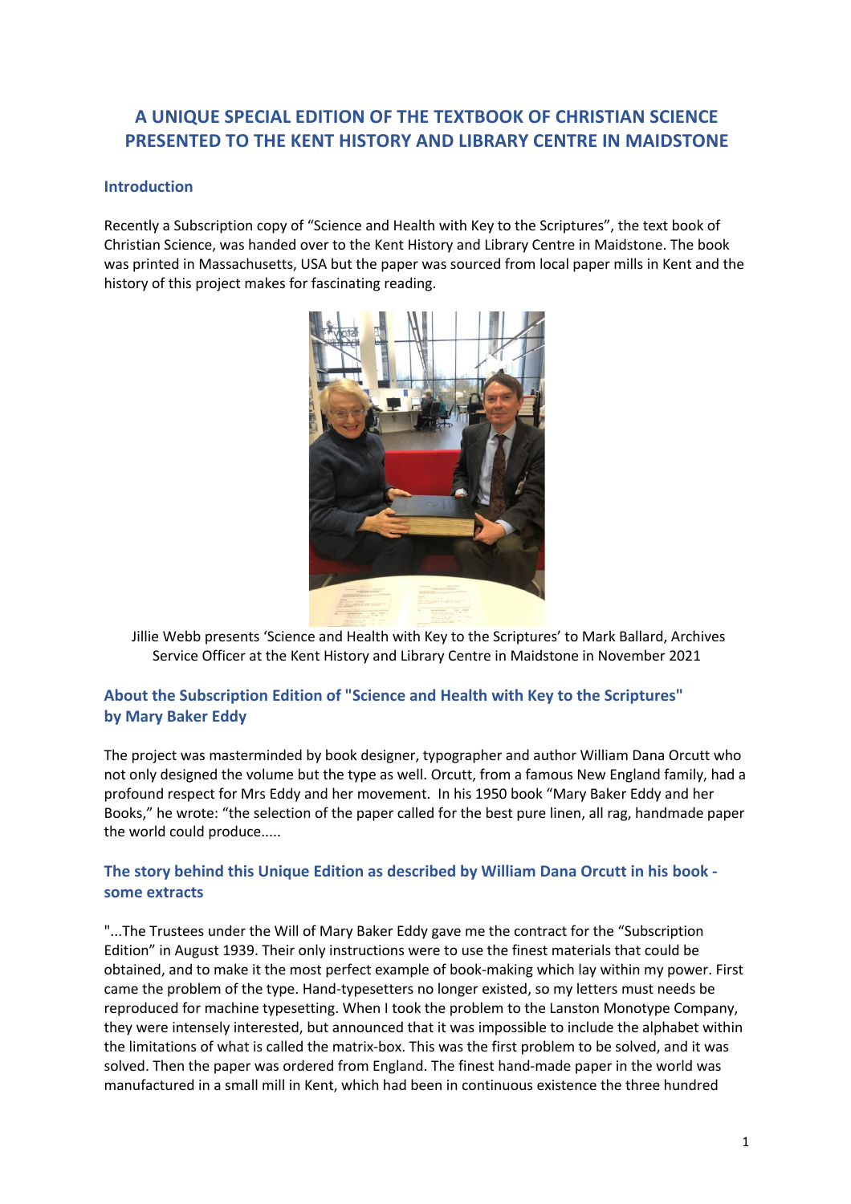# A UNIQUE SPECIAL EDITION OF THE TEXTBOOK OF CHRISTIAN SCIENCE PRESENTED TO THE KENT HISTORY AND LIBRARY CENTRE IN MAIDSTONE

## Introduction

Recently a Subscription copy of "Science and Health with Key to the Scriptures", the text book of Christian Science, was handed over to the Kent History and Library Centre in Maidstone. The book was printed in Massachusetts, USA but the paper was sourced from local paper mills in Kent and the history of this project makes for fascinating reading.

Jillie Webb presents 'Science and Health with Key to the Scriptures' to Mark Ballard, Archives Service Officer at the Kent History and Library Centre in Maidstone in November 2021

## About the Subscription Edition of "Science and Health with Key to the Scriptures" by Mary Baker Eddy

The project was masterminded by book designer, typographer and author William Dana Orcutt who not only designed the volume but the type as well. Orcutt, from a famous New England family, had a profound respect for Mrs Eddy and her movement. In his 1950 book "Mary Baker Eddy and her Books," he wrote: "the selection of the paper called for the best pure linen, all rag, handmade paper the world could produce.....

## The story behind this Unique Edition as described by William Dana Orcutt in his book - some extracts

"...The Trustees under the Will of Mary Baker Eddy gave me the contract for the "Subscription Edition" in August 1939. Their only instructions were to use the finest materials that could be obtained, and to make it the most perfect example of book-making which lay within my power. First came the problem of the type. Hand-typesetters no longer existed, so my letters must needs be reproduced for machine typesetting. When I took the problem to the Lanston Monotype Company, they were intensely interested, but announced that it was impossible to include the alphabet within the limitations of what is called the matrix-box. This was the first problem to be solved, and it was solved. Then the paper was ordered from England. The finest hand-made paper in the world was manufactured in a small mill in Kent, which had been in continuous existence the three hundred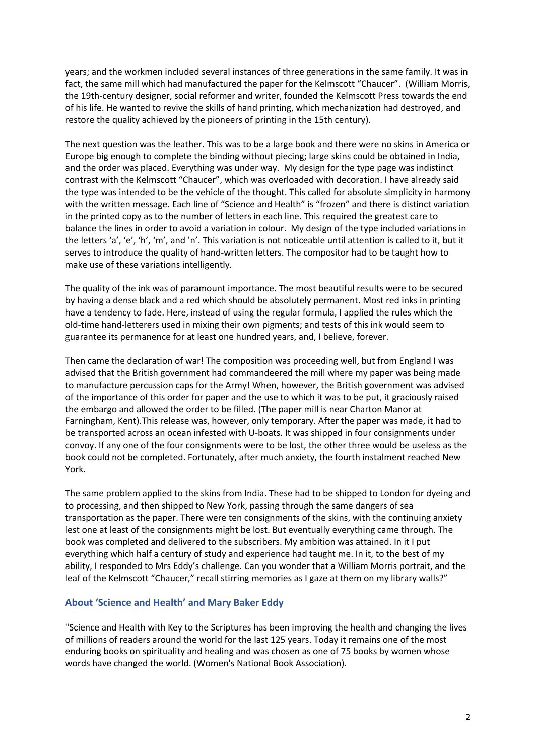years; and the workmen included several instances of three generations in the same family. It was in fact, the same mill which had manufactured the paper for the Kelmscott "Chaucer". (William Morris, the 19th-century designer, social reformer and writer, founded the Kelmscott Press towards the end of his life. He wanted to revive the skills of hand printing, which mechanization had destroyed, and restore the quality achieved by the pioneers of printing in the 15th century).

The next question was the leather. This was to be a large book and there were no skins in America or Europe big enough to complete the binding without piecing; large skins could be obtained in India, and the order was placed. Everything was under way. My design for the type page was indistinct contrast with the Kelmscott "Chaucer", which was overloaded with decoration. I have already said the type was intended to be the vehicle of the thought. This called for absolute simplicity in harmony with the written message. Each line of "Science and Health" is "frozen" and there is distinct variation in the printed copy as to the number of letters in each line. This required the greatest care to balance the lines in order to avoid a variation in colour. My design of the type included variations in the letters 'a', 'e', 'h', 'm', and 'n'. This variation is not noticeable until attention is called to it, but it serves to introduce the quality of hand-written letters. The compositor had to be taught how to make use of these variations intelligently.

The quality of the ink was of paramount importance. The most beautiful results were to be secured by having a dense black and a red which should be absolutely permanent. Most red inks in printing have a tendency to fade. Here, instead of using the regular formula, I applied the rules which the old-time hand-letterers used in mixing their own pigments; and tests of this ink would seem to guarantee its permanence for at least one hundred years, and, I believe, forever.

Then came the declaration of war! The composition was proceeding well, but from England I was advised that the British government had commandeered the mill where my paper was being made to manufacture percussion caps for the Army! When, however, the British government was advised of the importance of this order for paper and the use to which it was to be put, it graciously raised the embargo and allowed the order to be filled. (The paper mill is near Charton Manor at Farningham, Kent).This release was, however, only temporary. After the paper was made, it had to be transported across an ocean infested with U-boats. It was shipped in four consignments under convoy. If any one of the four consignments were to be lost, the other three would be useless as the book could not be completed. Fortunately, after much anxiety, the fourth instalment reached New York.

The same problem applied to the skins from India. These had to be shipped to London for dyeing and to processing, and then shipped to New York, passing through the same dangers of sea transportation as the paper. There were ten consignments of the skins, with the continuing anxiety lest one at least of the consignments might be lost. But eventually everything came through. The book was completed and delivered to the subscribers. My ambition was attained. In it I put everything which half a century of study and experience had taught me. In it, to the best of my ability, I responded to Mrs Eddy's challenge. Can you wonder that a William Morris portrait, and the leaf of the Kelmscott "Chaucer," recall stirring memories as I gaze at them on my library walls?"

## About 'Science and Health' and Mary Baker Eddy

"Science and Health with Key to the Scriptures has been improving the health and changing the lives of millions of readers around the world for the last 125 years. Today it remains one of the most enduring books on spirituality and healing and was chosen as one of 75 books by women whose words have changed the world. (Women's National Book Association).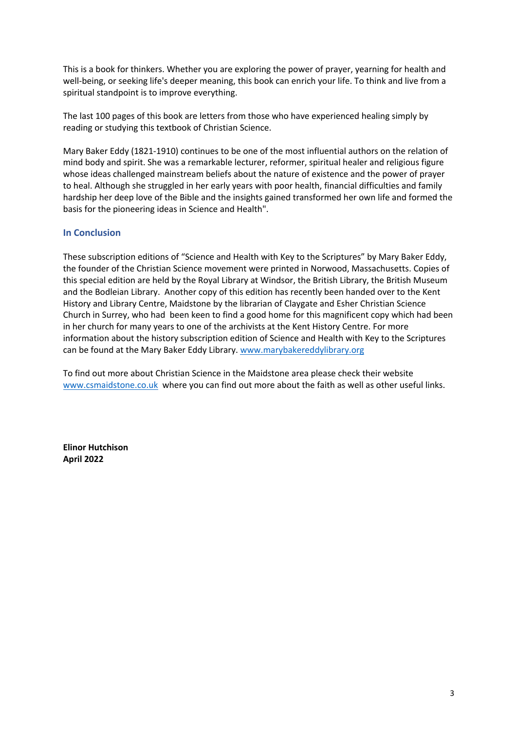This is a book for thinkers. Whether you are exploring the power of prayer, yearning for health and well-being, or seeking life's deeper meaning, this book can enrich your life. To think and live from a spiritual standpoint is to improve everything.

The last 100 pages of this book are letters from those who have experienced healing simply by reading or studying this textbook of Christian Science.

Mary Baker Eddy (1821-1910) continues to be one of the most influential authors on the relation of mind body and spirit. She was a remarkable lecturer, reformer, spiritual healer and religious figure whose ideas challenged mainstream beliefs about the nature of existence and the power of prayer to heal. Although she struggled in her early years with poor health, financial difficulties and family hardship her deep love of the Bible and the insights gained transformed her own life and formed the basis for the pioneering ideas in Science and Health".

## In Conclusion

These subscription editions of "Science and Health with Key to the Scriptures" by Mary Baker Eddy, the founder of the Christian Science movement were printed in Norwood, Massachusetts. Copies of this special edition are held by the Royal Library at Windsor, the British Library, the British Museum and the Bodleian Library. Another copy of this edition has recently been handed over to the Kent History and Library Centre, Maidstone by the librarian of Claygate and Esher Christian Science Church in Surrey, who had been keen to find a good home for this magnificent copy which had been in her church for many years to one of the archivists at the Kent History Centre. For more information about the history subscription edition of Science and Health with Key to the Scriptures can be found at the Mary Baker Eddy Library. www.marybakereddylibrary.org

To find out more about Christian Science in the Maidstone area please check their website www.csmaidstone.co.uk where you can find out more about the faith as well as other useful links.

**Elinor Hutchison**
**April 2022**